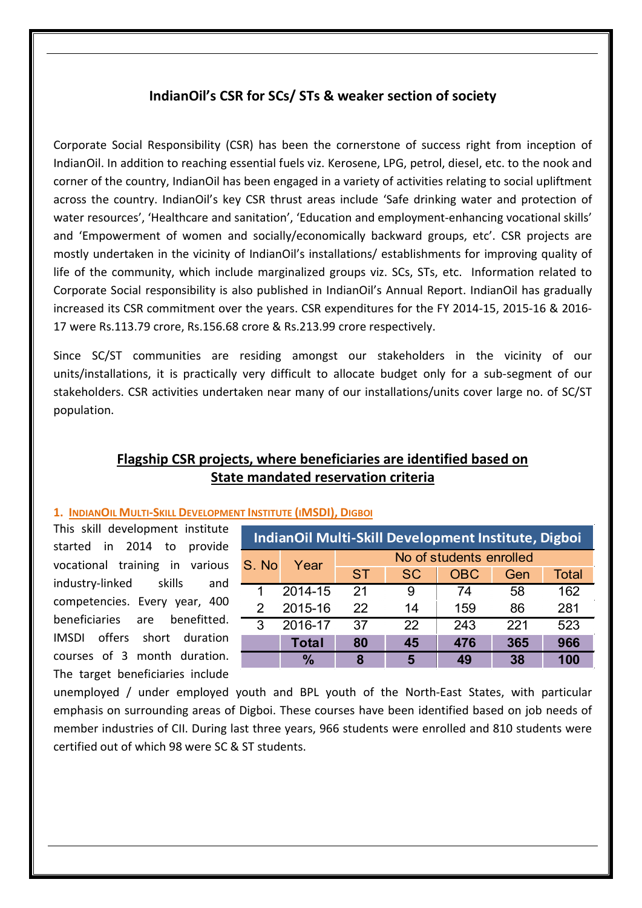## IndianOil's CSR for SCs/ STs & weaker section of society

Corporate Social Responsibility (CSR) has been the cornerstone of success right from inception of IndianOil. In addition to reaching essential fuels viz. Kerosene, LPG, petrol, diesel, etc. to the nook and corner of the country, IndianOil has been engaged in a variety of activities relating to social upliftment across the country. IndianOil's key CSR thrust areas include 'Safe drinking water and protection of water resources', 'Healthcare and sanitation', 'Education and employment-enhancing vocational skills' and 'Empowerment of women and socially/economically backward groups, etc'. CSR projects are mostly undertaken in the vicinity of IndianOil's installations/ establishments for improving quality of life of the community, which include marginalized groups viz. SCs, STs, etc. Information related to Corporate Social responsibility is also published in IndianOil's Annual Report. IndianOil has gradually increased its CSR commitment over the years. CSR expenditures for the FY 2014-15, 2015-16 & 2016-17 were Rs.113.79 crore, Rs.156.68 crore & Rs.213.99 crore respectively.

Since SC/ST communities are residing amongst our stakeholders in the vicinity of our units/installations, it is practically very difficult to allocate budget only for a sub-segment of our stakeholders. CSR activities undertaken near many of our installations/units cover large no. of SC/ST population.

## Flagship CSR projects, where beneficiaries are identified based on State mandated reservation criteria

### 1. IndianOil Multi-Skill Development Institute (IMSDI), Digboi

**IndianOil Multi-Skill Development Institute, Digboi**

| S. No | Year | No of students enrolled | | | | |
|---|---|---|---|---|---|---|
| | | ST | SC | OBC | Gen | Total |
| 1 | 2014-15 | 21 | 9 | 74 | 58 | 162 |
| 2 | 2015-16 | 22 | 14 | 159 | 86 | 281 |
| 3 | 2016-17 | 37 | 22 | 243 | 221 | 523 |
| | **Total** | **80** | **45** | **476** | **365** | **966** |
| | **%** | **8** | **5** | **49** | **38** | **100** |

This skill development institute started in 2014 to provide vocational training in various industry-linked skills and competencies. Every year, 400 beneficiaries are benefitted. IMSDI offers short duration courses of 3 month duration. The target beneficiaries include unemployed / under employed youth and BPL youth of the North-East States, with particular emphasis on surrounding areas of Digboi. These courses have been identified based on job needs of member industries of CII. During last three years, 966 students were enrolled and 810 students were certified out of which 98 were SC & ST students.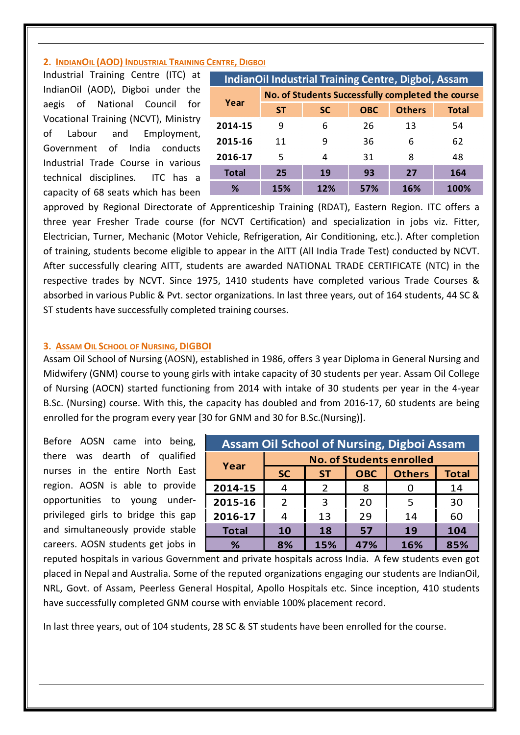## 2. IndianOil (AOD) Industrial Training Centre, Digboi

Industrial Training Centre (ITC) at IndianOil (AOD), Digboi under the aegis of National Council for Vocational Training (NCVT), Ministry of Labour and Employment, Government of India conducts Industrial Trade Course in various technical disciplines. ITC has a capacity of 68 seats which has been approved by Regional Directorate of Apprenticeship Training (RDAT), Eastern Region. ITC offers a three year Fresher Trade course (for NCVT Certification) and specialization in jobs viz. Fitter, Electrician, Turner, Mechanic (Motor Vehicle, Refrigeration, Air Conditioning, etc.). After completion of training, students become eligible to appear in the AITT (All India Trade Test) conducted by NCVT. After successfully clearing AITT, students are awarded NATIONAL TRADE CERTIFICATE (NTC) in the respective trades by NCVT. Since 1975, 1410 students have completed various Trade Courses & absorbed in various Public & Pvt. sector organizations. In last three years, out of 164 students, 44 SC & ST students have successfully completed training courses.

**IndianOil Industrial Training Centre, Digboi, Assam**

| Year | No. of Students Successfully completed the course | | | | |
|---|---|---|---|---|---|
| | ST | SC | OBC | Others | Total |
| 2014-15 | 9 | 6 | 26 | 13 | 54 |
| 2015-16 | 11 | 9 | 36 | 6 | 62 |
| 2016-17 | 5 | 4 | 31 | 8 | 48 |
| **Total** | **25** | **19** | **93** | **27** | **164** |
| **%** | **15%** | **12%** | **57%** | **16%** | **100%** |

## 3. Assam Oil School of Nursing, DIGBOI

Assam Oil School of Nursing (AOSN), established in 1986, offers 3 year Diploma in General Nursing and Midwifery (GNM) course to young girls with intake capacity of 30 students per year. Assam Oil College of Nursing (AOCN) started functioning from 2014 with intake of 30 students per year in the 4-year B.Sc. (Nursing) course. With this, the capacity has doubled and from 2016-17, 60 students are being enrolled for the program every year [30 for GNM and 30 for B.Sc.(Nursing)].

Before AOSN came into being, there was dearth of qualified nurses in the entire North East region. AOSN is able to provide opportunities to young under-privileged girls to bridge this gap and simultaneously provide stable careers. AOSN students get jobs in reputed hospitals in various Government and private hospitals across India. A few students even got placed in Nepal and Australia. Some of the reputed organizations engaging our students are IndianOil, NRL, Govt. of Assam, Peerless General Hospital, Apollo Hospitals etc. Since inception, 410 students have successfully completed GNM course with enviable 100% placement record.

**Assam Oil School of Nursing, Digboi Assam**

| Year | No. of Students enrolled | | | | |
|---|---|---|---|---|---|
| | SC | ST | OBC | Others | Total |
| 2014-15 | 4 | 2 | 8 | 0 | 14 |
| 2015-16 | 2 | 3 | 20 | 5 | 30 |
| 2016-17 | 4 | 13 | 29 | 14 | 60 |
| **Total** | **10** | **18** | **57** | **19** | **104** |
| **%** | **8%** | **15%** | **47%** | **16%** | **85%** |

In last three years, out of 104 students, 28 SC & ST students have been enrolled for the course.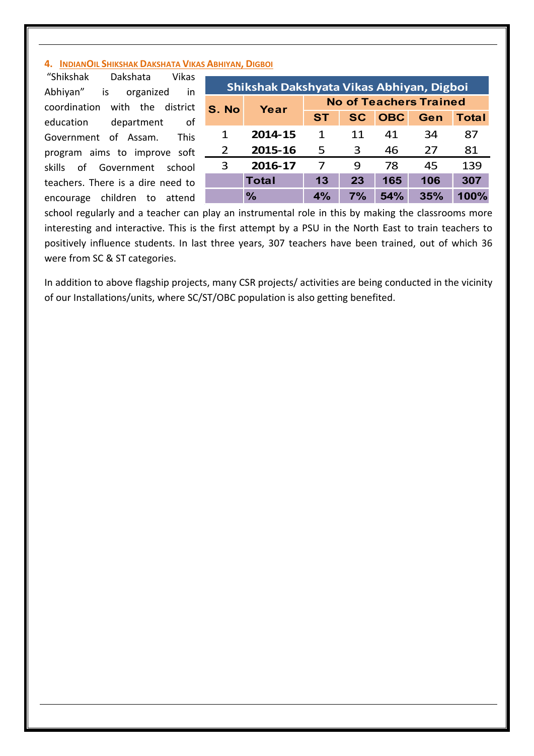### 4. INDIANOIL SHIKSHAK DAKSHATA VIKAS ABHIYAN, DIGBOI

"Shikshak Dakshata Vikas Abhiyan" is organized in coordination with the district education department of Government of Assam. This program aims to improve soft skills of Government school teachers. There is a dire need to encourage children to attend school regularly and a teacher can play an instrumental role in this by making the classrooms more interesting and interactive. This is the first attempt by a PSU in the North East to train teachers to positively influence students. In last three years, 307 teachers have been trained, out of which 36 were from SC & ST categories.

| Shikshak Dakshyata Vikas Abhiyan, Digboi | | | | | | |
|---|---|---|---|---|---|---|
| S. No | Year | No of Teachers Trained | | | | |
| | | ST | SC | OBC | Gen | Total |
| 1 | 2014-15 | 1 | 11 | 41 | 34 | 87 |
| 2 | 2015-16 | 5 | 3 | 46 | 27 | 81 |
| 3 | 2016-17 | 7 | 9 | 78 | 45 | 139 |
| | **Total** | **13** | **23** | **165** | **106** | **307** |
| | **%** | **4%** | **7%** | **54%** | **35%** | **100%** |

In addition to above flagship projects, many CSR projects/ activities are being conducted in the vicinity of our Installations/units, where SC/ST/OBC population is also getting benefited.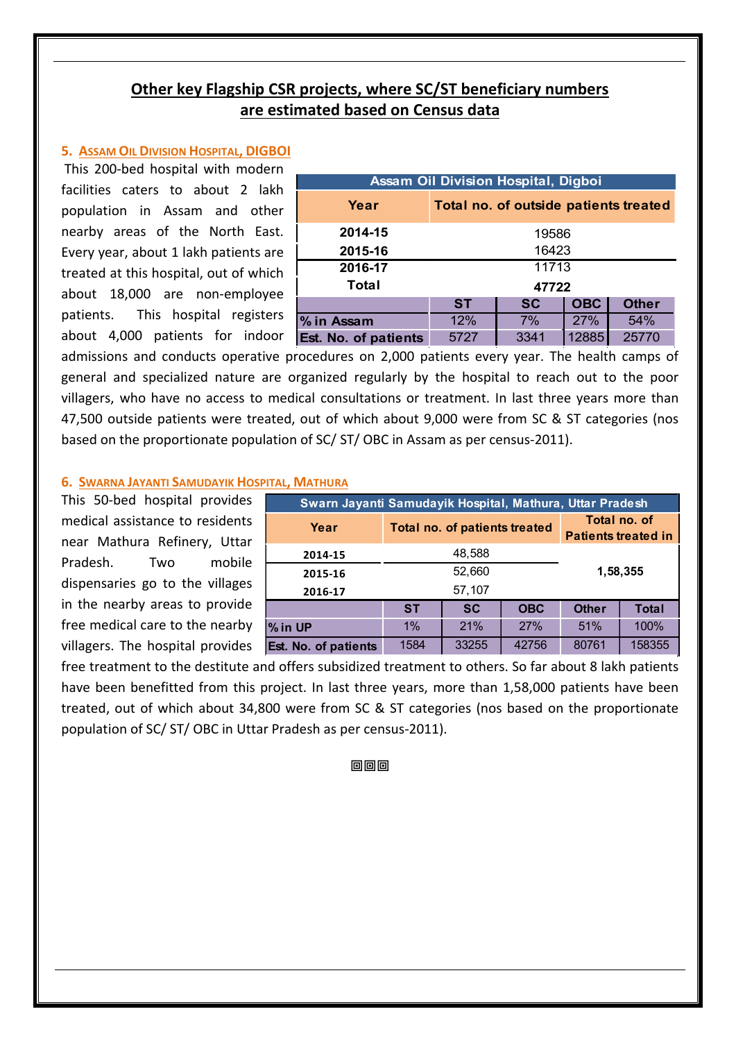## Other key Flagship CSR projects, where SC/ST beneficiary numbers are estimated based on Census data

### 5. ASSAM OIL DIVISION HOSPITAL, DIGBOI

This 200-bed hospital with modern facilities caters to about 2 lakh population in Assam and other nearby areas of the North East. Every year, about 1 lakh patients are treated at this hospital, out of which about 18,000 are non-employee patients. This hospital registers about 4,000 patients for indoor admissions and conducts operative procedures on 2,000 patients every year. The health camps of general and specialized nature are organized regularly by the hospital to reach out to the poor villagers, who have no access to medical consultations or treatment. In last three years more than 47,500 outside patients were treated, out of which about 9,000 were from SC & ST categories (nos based on the proportionate population of SC/ ST/ OBC in Assam as per census-2011).

| Assam Oil Division Hospital, Digboi | | | | |
|---|---|---|---|---|
| **Year** | **Total no. of outside patients treated** | | | |
| **2014-15** | 19586 | | | |
| **2015-16** | 16423 | | | |
| **2016-17** | 11713 | | | |
| **Total** | **47722** | | | |
| | **ST** | **SC** | **OBC** | **Other** |
| **% in Assam** | 12% | 7% | 27% | 54% |
| **Est. No. of patients** | 5727 | 3341 | 12885 | 25770 |

### 6. SWARNA JAYANTI SAMUDAYIK HOSPITAL, MATHURA

This 50-bed hospital provides medical assistance to residents near Mathura Refinery, Uttar Pradesh. Two mobile dispensaries go to the villages in the nearby areas to provide free medical care to the nearby villagers. The hospital provides free treatment to the destitute and offers subsidized treatment to others. So far about 8 lakh patients have been benefitted from this project. In last three years, more than 1,58,000 patients have been treated, out of which about 34,800 were from SC & ST categories (nos based on the proportionate population of SC/ ST/ OBC in Uttar Pradesh as per census-2011).

| Swarn Jayanti Samudayik Hospital, Mathura, Uttar Pradesh | | | | | |
|---|---|---|---|---|---|
| **Year** | **Total no. of patients treated** | | | **Total no. of Patients treated in** | |
| **2014-15** | 48,588 | | | **1,58,355** | |
| **2015-16** | 52,660 | | | | |
| **2016-17** | 57,107 | | | | |
| | **ST** | **SC** | **OBC** | **Other** | **Total** |
| **% in UP** | 1% | 21% | 27% | 51% | 100% |
| **Est. No. of patients** | 1584 | 33255 | 42756 | 80761 | 158355 |